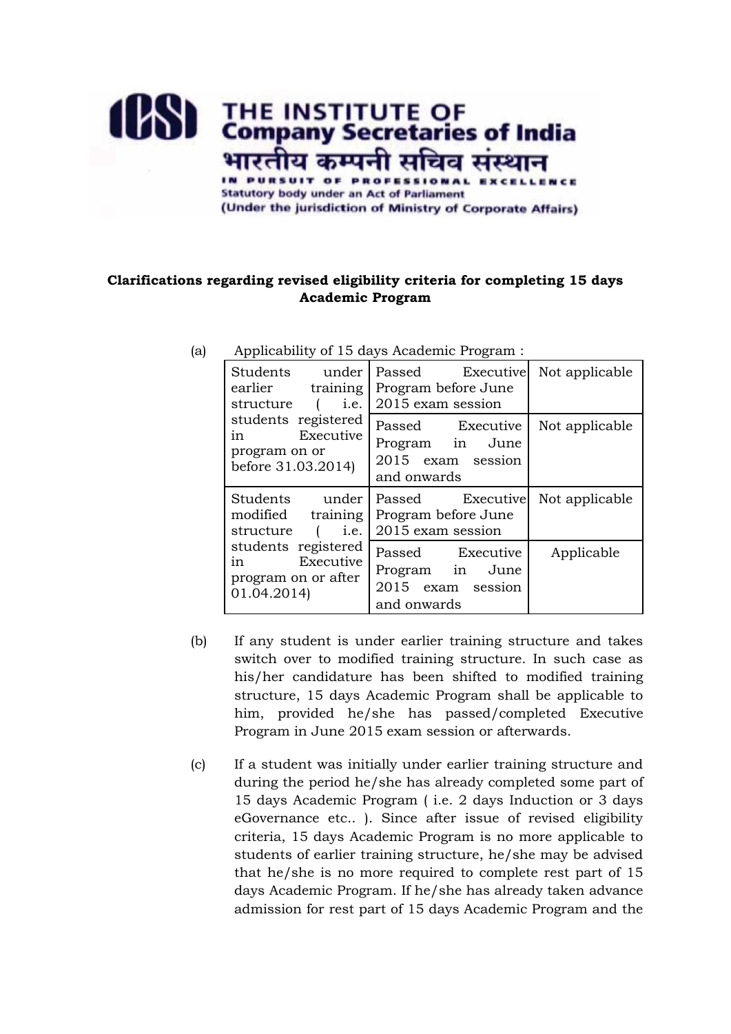THE INSTITUTE OF
**Company Secretaries of India**
भारतीय कम्पनी सचिव संस्थान
IN PURSUIT OF PROFESSIONAL EXCELLENCE
Statutory body under an Act of Parliament
(Under the jurisdiction of Ministry of Corporate Affairs)

**Clarifications regarding revised eligibility criteria for completing 15 days Academic Program**

(a) Applicability of 15 days Academic Program :

| | | |
|---|---|---|
| Students under earlier training structure ( i.e. students registered in Executive program on or before 31.03.2014) | Passed Executive Program before June 2015 exam session | Not applicable |
| | Passed Executive Program in June 2015 exam session and onwards | Not applicable |
| Students under modified training structure ( i.e. students registered in Executive program on or after 01.04.2014) | Passed Executive Program before June 2015 exam session | Not applicable |
| | Passed Executive Program in June 2015 exam session and onwards | Applicable |

(b) If any student is under earlier training structure and takes switch over to modified training structure. In such case as his/her candidature has been shifted to modified training structure, 15 days Academic Program shall be applicable to him, provided he/she has passed/completed Executive Program in June 2015 exam session or afterwards.

(c) If a student was initially under earlier training structure and during the period he/she has already completed some part of 15 days Academic Program ( i.e. 2 days Induction or 3 days eGovernance etc.. ). Since after issue of revised eligibility criteria, 15 days Academic Program is no more applicable to students of earlier training structure, he/she may be advised that he/she is no more required to complete rest part of 15 days Academic Program. If he/she has already taken advance admission for rest part of 15 days Academic Program and the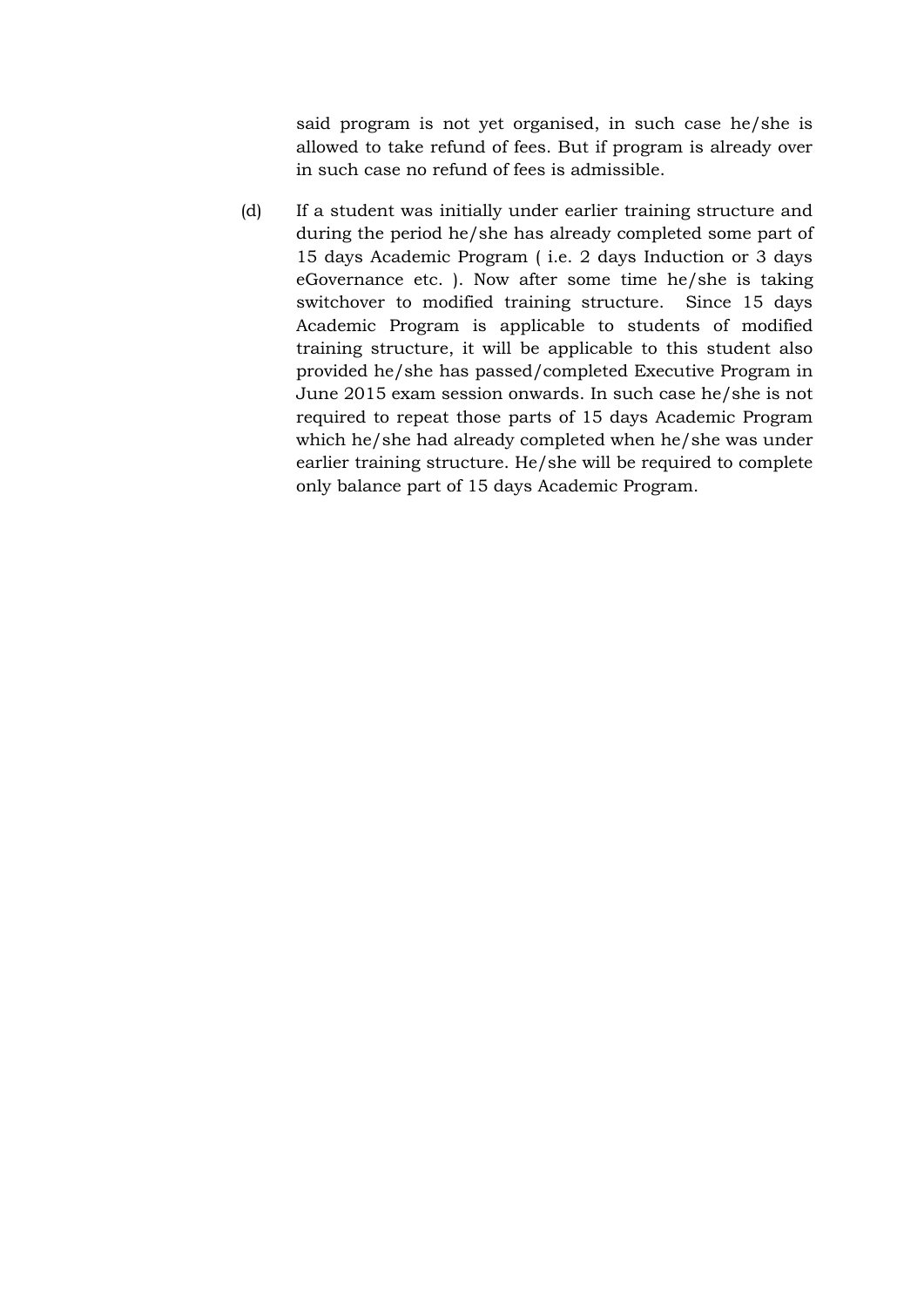said program is not yet organised, in such case he/she is allowed to take refund of fees. But if program is already over in such case no refund of fees is admissible.

(d) If a student was initially under earlier training structure and during the period he/she has already completed some part of 15 days Academic Program ( i.e. 2 days Induction or 3 days eGovernance etc. ). Now after some time he/she is taking switchover to modified training structure. Since 15 days Academic Program is applicable to students of modified training structure, it will be applicable to this student also provided he/she has passed/completed Executive Program in June 2015 exam session onwards. In such case he/she is not required to repeat those parts of 15 days Academic Program which he/she had already completed when he/she was under earlier training structure. He/she will be required to complete only balance part of 15 days Academic Program.